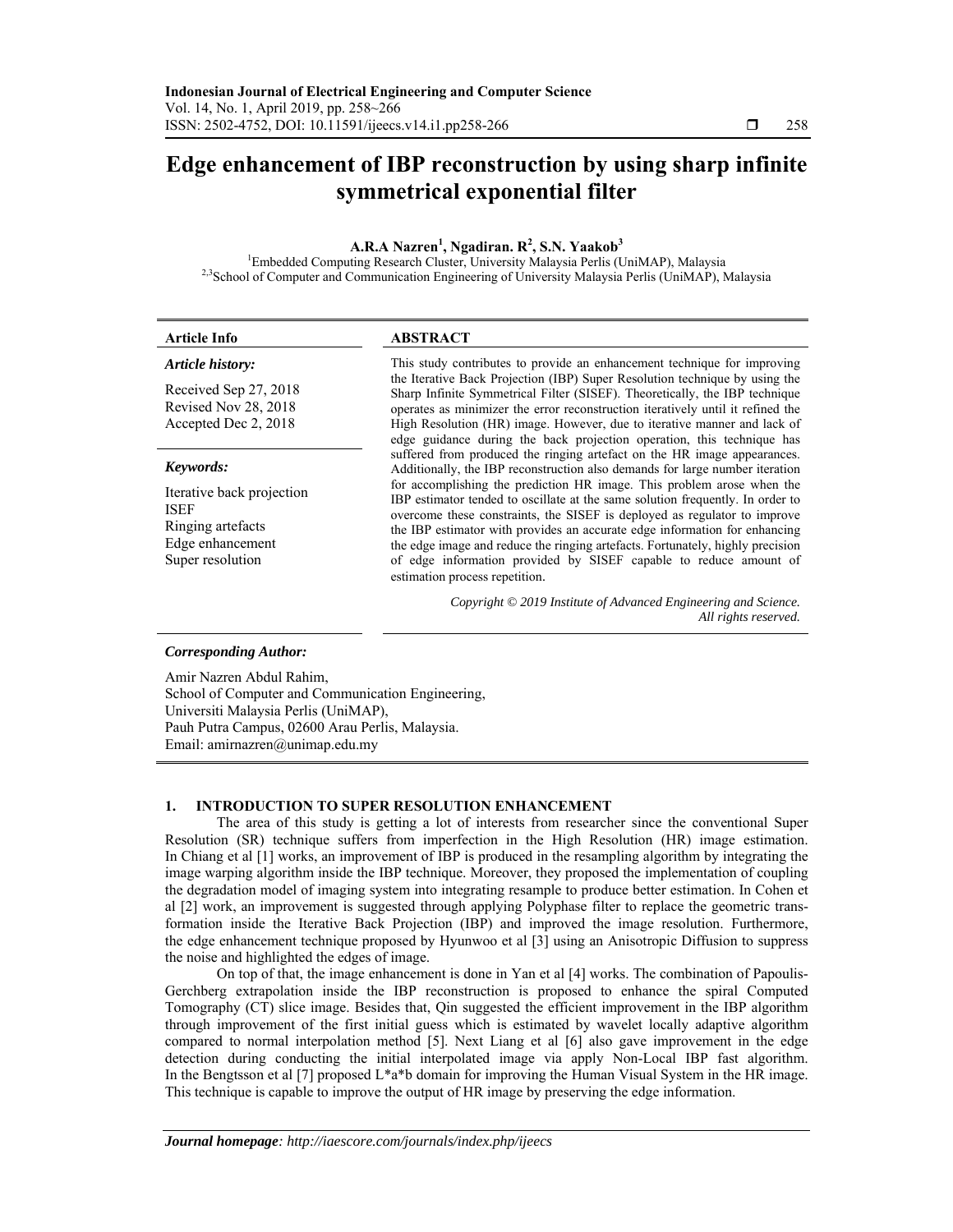# Edge enhancement of IBP reconstruction by using sharp infinite symmetrical exponential filter

**A.R.A Nazren[1], Ngadiran. R[2], S.N. Yaakob[3]**

[1]Embedded Computing Research Cluster, University Malaysia Perlis (UniMAP), Malaysia
[2,3]School of Computer and Communication Engineering of University Malaysia Perlis (UniMAP), Malaysia

**Article Info**

*Article history:*

Received Sep 27, 2018
Revised Nov 28, 2018
Accepted Dec 2, 2018

*Keywords:*

Iterative back projection
ISEF
Ringing artefacts
Edge enhancement
Super resolution

**ABSTRACT**

This study contributes to provide an enhancement technique for improving the Iterative Back Projection (IBP) Super Resolution technique by using the Sharp Infinite Symmetrical Filter (SISEF). Theoretically, the IBP technique operates as minimizer the error reconstruction iteratively until it refined the High Resolution (HR) image. However, due to iterative manner and lack of edge guidance during the back projection operation, this technique has suffered from produced the ringing artefact on the HR image appearances. Additionally, the IBP reconstruction also demands for large number iteration for accomplishing the prediction HR image. This problem arose when the IBP estimator tended to oscillate at the same solution frequently. In order to overcome these constraints, the SISEF is deployed as regulator to improve the IBP estimator with provides an accurate edge information for enhancing the edge image and reduce the ringing artefacts. Fortunately, highly precision of edge information provided by SISEF capable to reduce amount of estimation process repetition.

*Copyright © 2019 Institute of Advanced Engineering and Science. All rights reserved.*

***Corresponding Author:***

Amir Nazren Abdul Rahim,
School of Computer and Communication Engineering,
Universiti Malaysia Perlis (UniMAP),
Pauh Putra Campus, 02600 Arau Perlis, Malaysia.
Email: amirnazren@unimap.edu.my

## 1. INTRODUCTION TO SUPER RESOLUTION ENHANCEMENT

The area of this study is getting a lot of interests from researcher since the conventional Super Resolution (SR) technique suffers from imperfection in the High Resolution (HR) image estimation. In Chiang et al [1] works, an improvement of IBP is produced in the resampling algorithm by integrating the image warping algorithm inside the IBP technique. Moreover, they proposed the implementation of coupling the degradation model of imaging system into integrating resample to produce better estimation. In Cohen et al [2] work, an improvement is suggested through applying Polyphase filter to replace the geometric transformation inside the Iterative Back Projection (IBP) and improved the image resolution. Furthermore, the edge enhancement technique proposed by Hyunwoo et al [3] using an Anisotropic Diffusion to suppress the noise and highlighted the edges of image.

On top of that, the image enhancement is done in Yan et al [4] works. The combination of Papoulis-Gerchberg extrapolation inside the IBP reconstruction is proposed to enhance the spiral Computed Tomography (CT) slice image. Besides that, Qin suggested the efficient improvement in the IBP algorithm through improvement of the first initial guess which is estimated by wavelet locally adaptive algorithm compared to normal interpolation method [5]. Next Liang et al [6] also gave improvement in the edge detection during conducting the initial interpolated image via apply Non-Local IBP fast algorithm. In the Bengtsson et al [7] proposed L*a*b domain for improving the Human Visual System in the HR image. This technique is capable to improve the output of HR image by preserving the edge information.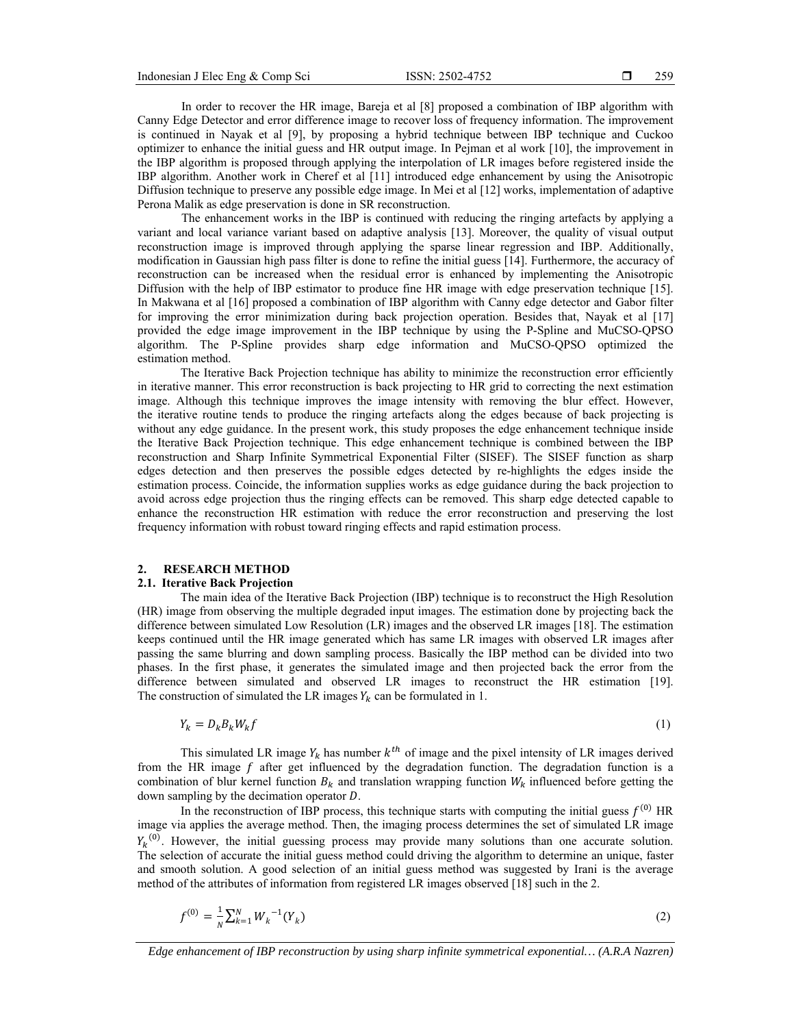In order to recover the HR image, Bareja et al [8] proposed a combination of IBP algorithm with Canny Edge Detector and error difference image to recover loss of frequency information. The improvement is continued in Nayak et al [9], by proposing a hybrid technique between IBP technique and Cuckoo optimizer to enhance the initial guess and HR output image. In Pejman et al work [10], the improvement in the IBP algorithm is proposed through applying the interpolation of LR images before registered inside the IBP algorithm. Another work in Cheref et al [11] introduced edge enhancement by using the Anisotropic Diffusion technique to preserve any possible edge image. In Mei et al [12] works, implementation of adaptive Perona Malik as edge preservation is done in SR reconstruction.

The enhancement works in the IBP is continued with reducing the ringing artefacts by applying a variant and local variance variant based on adaptive analysis [13]. Moreover, the quality of visual output reconstruction image is improved through applying the sparse linear regression and IBP. Additionally, modification in Gaussian high pass filter is done to refine the initial guess [14]. Furthermore, the accuracy of reconstruction can be increased when the residual error is enhanced by implementing the Anisotropic Diffusion with the help of IBP estimator to produce fine HR image with edge preservation technique [15]. In Makwana et al [16] proposed a combination of IBP algorithm with Canny edge detector and Gabor filter for improving the error minimization during back projection operation. Besides that, Nayak et al [17] provided the edge image improvement in the IBP technique by using the P-Spline and MuCSO-QPSO algorithm. The P-Spline provides sharp edge information and MuCSO-QPSO optimized the estimation method.

The Iterative Back Projection technique has ability to minimize the reconstruction error efficiently in iterative manner. This error reconstruction is back projecting to HR grid to correcting the next estimation image. Although this technique improves the image intensity with removing the blur effect. However, the iterative routine tends to produce the ringing artefacts along the edges because of back projecting is without any edge guidance. In the present work, this study proposes the edge enhancement technique inside the Iterative Back Projection technique. This edge enhancement technique is combined between the IBP reconstruction and Sharp Infinite Symmetrical Exponential Filter (SISEF). The SISEF function as sharp edges detection and then preserves the possible edges detected by re-highlights the edges inside the estimation process. Coincide, the information supplies works as edge guidance during the back projection to avoid across edge projection thus the ringing effects can be removed. This sharp edge detected capable to enhance the reconstruction HR estimation with reduce the error reconstruction and preserving the lost frequency information with robust toward ringing effects and rapid estimation process.

## 2. RESEARCH METHOD

### 2.1. Iterative Back Projection

The main idea of the Iterative Back Projection (IBP) technique is to reconstruct the High Resolution (HR) image from observing the multiple degraded input images. The estimation done by projecting back the difference between simulated Low Resolution (LR) images and the observed LR images [18]. The estimation keeps continued until the HR image generated which has same LR images with observed LR images after passing the same blurring and down sampling process. Basically the IBP method can be divided into two phases. In the first phase, it generates the simulated image and then projected back the error from the difference between simulated and observed LR images to reconstruct the HR estimation [19]. The construction of simulated the LR images $Y_k$ can be formulated in 1.

$$Y_k = D_k B_k W_k f \tag{1}$$

This simulated LR image $Y_k$ has number $k^{th}$ of image and the pixel intensity of LR images derived from the HR image $f$ after get influenced by the degradation function. The degradation function is a combination of blur kernel function $B_k$ and translation wrapping function $W_k$ influenced before getting the down sampling by the decimation operator $D$.

In the reconstruction of IBP process, this technique starts with computing the initial guess $f^{(0)}$ HR image via applies the average method. Then, the imaging process determines the set of simulated LR image ${Y_k}^{(0)}$. However, the initial guessing process may provide many solutions than one accurate solution. The selection of accurate the initial guess method could driving the algorithm to determine an unique, faster and smooth solution. A good selection of an initial guess method was suggested by Irani is the average method of the attributes of information from registered LR images observed [18] such in the 2.

$$f^{(0)} = \frac{1}{N}\sum_{k=1}^{N} {W_k}^{-1}(Y_k) \tag{2}$$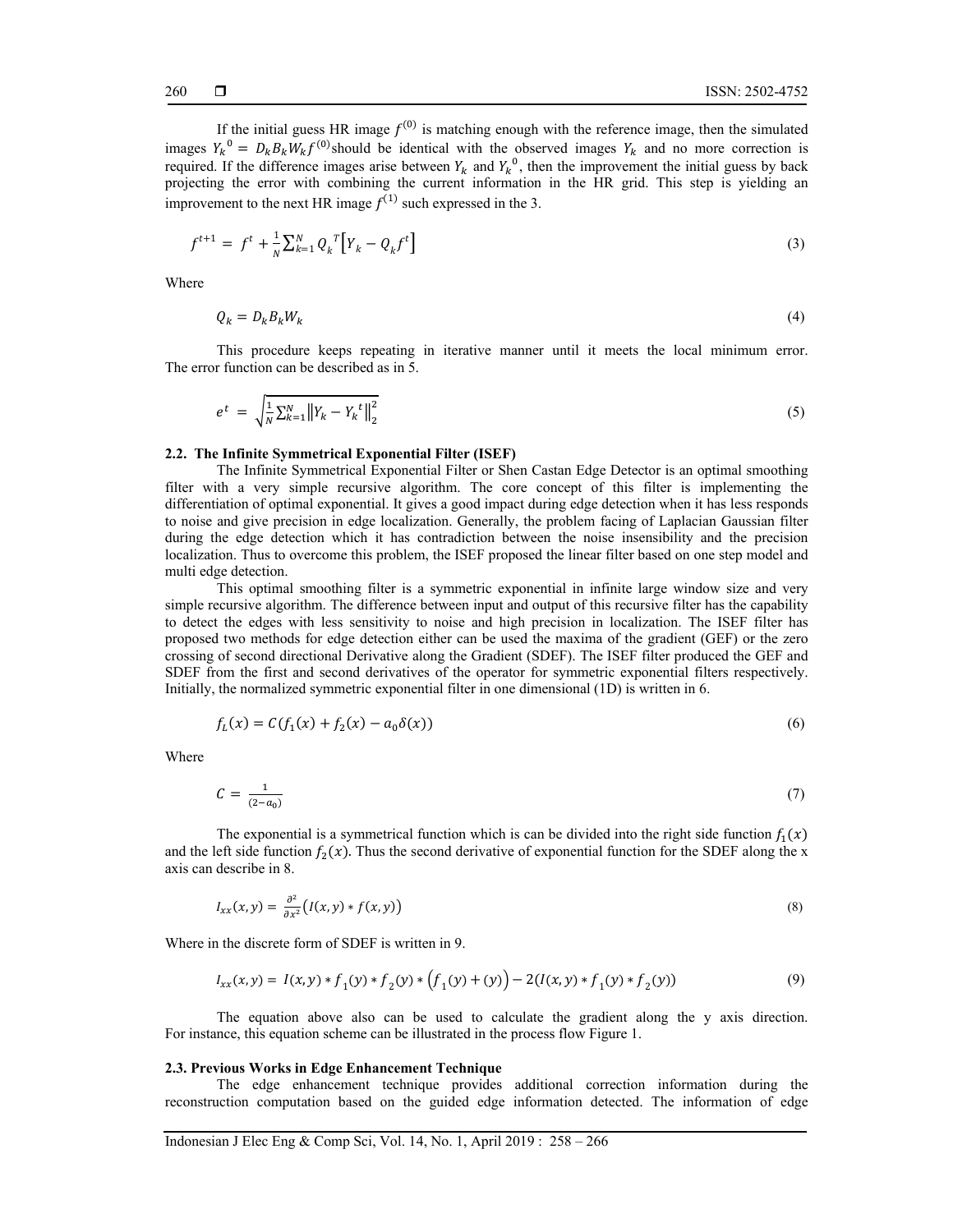If the initial guess HR image $f^{(0)}$ is matching enough with the reference image, then the simulated images $Y_k{}^0 = D_k B_k W_k f^{(0)}$should be identical with the observed images $Y_k$ and no more correction is required. If the difference images arise between $Y_k$ and $Y_k{}^0$, then the improvement the initial guess by back projecting the error with combining the current information in the HR grid. This step is yielding an improvement to the next HR image $f^{(1)}$ such expressed in the 3.

$$f^{t+1} = f^t + \frac{1}{N}\sum_{k=1}^{N} Q_k{}^T\left[Y_k - Q_k f^t\right] \tag{3}$$

Where

$$Q_k = D_k B_k W_k \tag{4}$$

This procedure keeps repeating in iterative manner until it meets the local minimum error. The error function can be described as in 5.

$$e^t = \sqrt{\frac{1}{N}\sum_{k=1}^{N}\left\|Y_k - Y_k{}^t\right\|_2^2} \tag{5}$$

### 2.2. The Infinite Symmetrical Exponential Filter (ISEF)

The Infinite Symmetrical Exponential Filter or Shen Castan Edge Detector is an optimal smoothing filter with a very simple recursive algorithm. The core concept of this filter is implementing the differentiation of optimal exponential. It gives a good impact during edge detection when it has less responds to noise and give precision in edge localization. Generally, the problem facing of Laplacian Gaussian filter during the edge detection which it has contradiction between the noise insensibility and the precision localization. Thus to overcome this problem, the ISEF proposed the linear filter based on one step model and multi edge detection.

This optimal smoothing filter is a symmetric exponential in infinite large window size and very simple recursive algorithm. The difference between input and output of this recursive filter has the capability to detect the edges with less sensitivity to noise and high precision in localization. The ISEF filter has proposed two methods for edge detection either can be used the maxima of the gradient (GEF) or the zero crossing of second directional Derivative along the Gradient (SDEF). The ISEF filter produced the GEF and SDEF from the first and second derivatives of the operator for symmetric exponential filters respectively. Initially, the normalized symmetric exponential filter in one dimensional (1D) is written in 6.

$$f_L(x) = C(f_1(x) + f_2(x) - a_0\delta(x)) \tag{6}$$

Where

$$C = \frac{1}{(2-a_0)} \tag{7}$$

The exponential is a symmetrical function which is can be divided into the right side function $f_1(x)$ and the left side function $f_2(x)$. Thus the second derivative of exponential function for the SDEF along the x axis can describe in 8.

$$I_{xx}(x,y) = \frac{\partial^2}{\partial x^2}\left(I(x,y) * f(x,y)\right) \tag{8}$$

Where in the discrete form of SDEF is written in 9.

$$I_{xx}(x,y) = I(x,y) * f_1(y) * f_2(y) * \left(f_1(y) + (y)\right) - 2(I(x,y) * f_1(y) * f_2(y)) \tag{9}$$

The equation above also can be used to calculate the gradient along the y axis direction. For instance, this equation scheme can be illustrated in the process flow Figure 1.

### 2.3. Previous Works in Edge Enhancement Technique

The edge enhancement technique provides additional correction information during the reconstruction computation based on the guided edge information detected. The information of edge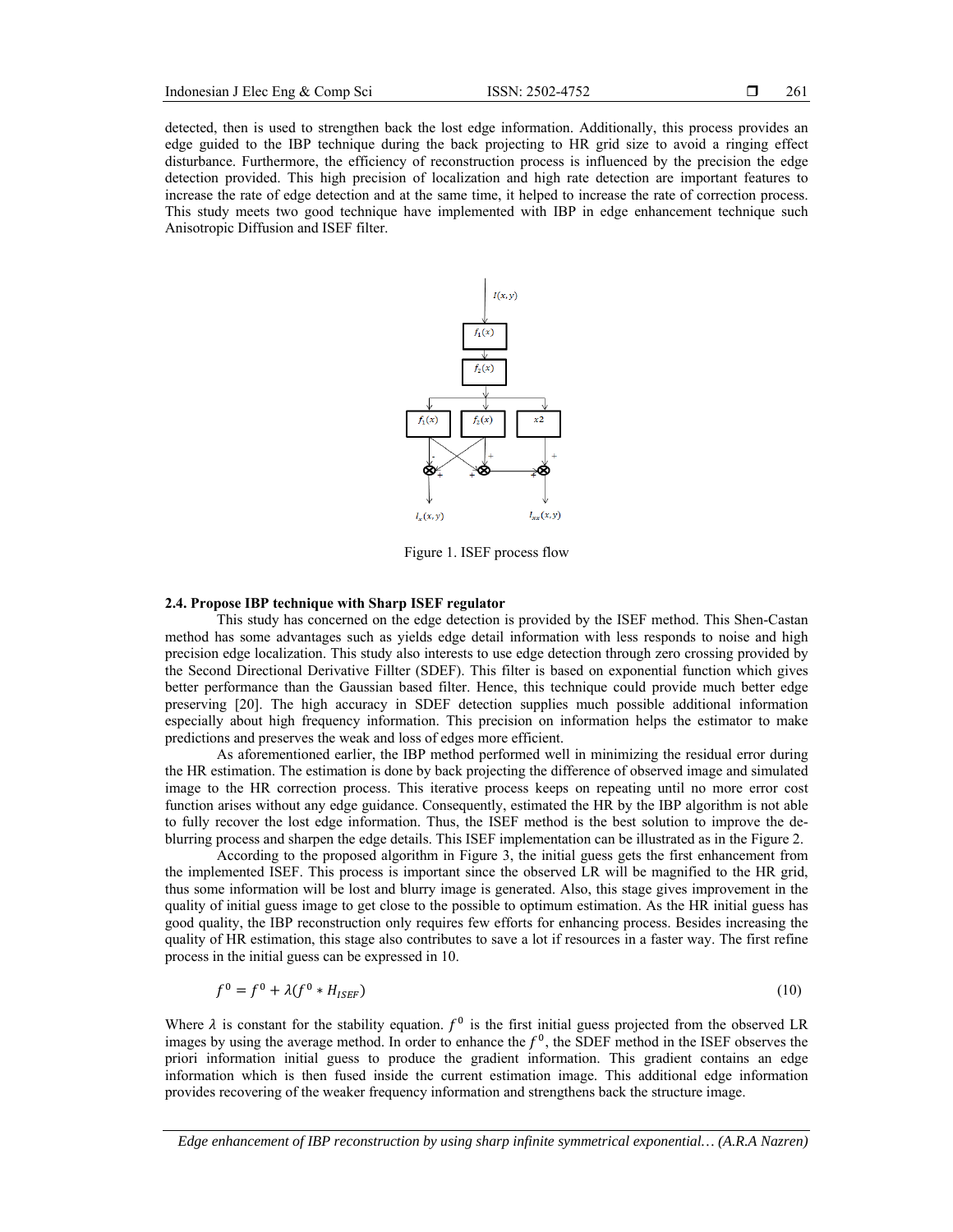detected, then is used to strengthen back the lost edge information. Additionally, this process provides an edge guided to the IBP technique during the back projecting to HR grid size to avoid a ringing effect disturbance. Furthermore, the efficiency of reconstruction process is influenced by the precision the edge detection provided. This high precision of localization and high rate detection are important features to increase the rate of edge detection and at the same time, it helped to increase the rate of correction process. This study meets two good technique have implemented with IBP in edge enhancement technique such Anisotropic Diffusion and ISEF filter.

Figure 1. ISEF process flow

### 2.4. Propose IBP technique with Sharp ISEF regulator

This study has concerned on the edge detection is provided by the ISEF method. This Shen-Castan method has some advantages such as yields edge detail information with less responds to noise and high precision edge localization. This study also interests to use edge detection through zero crossing provided by the Second Directional Derivative Fillter (SDEF). This filter is based on exponential function which gives better performance than the Gaussian based filter. Hence, this technique could provide much better edge preserving [20]. The high accuracy in SDEF detection supplies much possible additional information especially about high frequency information. This precision on information helps the estimator to make predictions and preserves the weak and loss of edges more efficient.

As aforementioned earlier, the IBP method performed well in minimizing the residual error during the HR estimation. The estimation is done by back projecting the difference of observed image and simulated image to the HR correction process. This iterative process keeps on repeating until no more error cost function arises without any edge guidance. Consequently, estimated the HR by the IBP algorithm is not able to fully recover the lost edge information. Thus, the ISEF method is the best solution to improve the de-blurring process and sharpen the edge details. This ISEF implementation can be illustrated as in the Figure 2.

According to the proposed algorithm in Figure 3, the initial guess gets the first enhancement from the implemented ISEF. This process is important since the observed LR will be magnified to the HR grid, thus some information will be lost and blurry image is generated. Also, this stage gives improvement in the quality of initial guess image to get close to the possible to optimum estimation. As the HR initial guess has good quality, the IBP reconstruction only requires few efforts for enhancing process. Besides increasing the quality of HR estimation, this stage also contributes to save a lot if resources in a faster way. The first refine process in the initial guess can be expressed in 10.

$$f^0 = f^0 + \lambda(f^0 * H_{ISEF}) \tag{10}$$

Where $\lambda$ is constant for the stability equation. $f^0$ is the first initial guess projected from the observed LR images by using the average method. In order to enhance the $f^0$, the SDEF method in the ISEF observes the priori information initial guess to produce the gradient information. This gradient contains an edge information which is then fused inside the current estimation image. This additional edge information provides recovering of the weaker frequency information and strengthens back the structure image.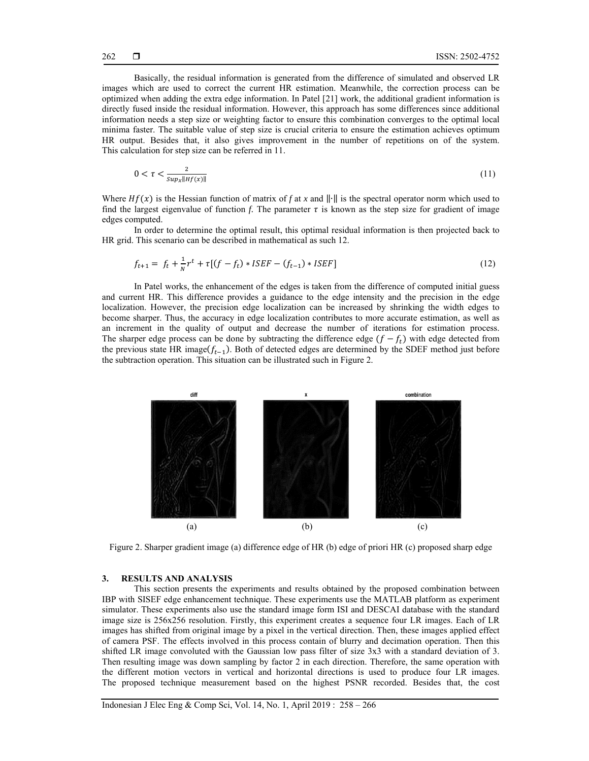Basically, the residual information is generated from the difference of simulated and observed LR images which are used to correct the current HR estimation. Meanwhile, the correction process can be optimized when adding the extra edge information. In Patel [21] work, the additional gradient information is directly fused inside the residual information. However, this approach has some differences since additional information needs a step size or weighting factor to ensure this combination converges to the optimal local minima faster. The suitable value of step size is crucial criteria to ensure the estimation achieves optimum HR output. Besides that, it also gives improvement in the number of repetitions on of the system. This calculation for step size can be referred in 11.

$$0 < \tau < \frac{2}{Sup_x \|Hf(x)\|} \tag{11}$$

Where $Hf(x)$ is the Hessian function of matrix of $f$ at $x$ and $\|\cdot\|$ is the spectral operator norm which used to find the largest eigenvalue of function $f$. The parameter $\tau$ is known as the step size for gradient of image edges computed.

In order to determine the optimal result, this optimal residual information is then projected back to HR grid. This scenario can be described in mathematical as such 12.

$$f_{t+1} = f_t + \frac{1}{N} r^t + \tau[(f - f_t) * ISEF - (f_{t-1}) * ISEF] \tag{12}$$

In Patel works, the enhancement of the edges is taken from the difference of computed initial guess and current HR. This difference provides a guidance to the edge intensity and the precision in the edge localization. However, the precision edge localization can be increased by shrinking the width edges to become sharper. Thus, the accuracy in edge localization contributes to more accurate estimation, as well as an increment in the quality of output and decrease the number of iterations for estimation process. The sharper edge process can be done by subtracting the difference edge $(f - f_t)$ with edge detected from the previous state HR image$(f_{t-1})$. Both of detected edges are determined by the SDEF method just before the subtraction operation. This situation can be illustrated such in Figure 2.

Figure 2. Sharper gradient image (a) difference edge of HR (b) edge of priori HR (c) proposed sharp edge

## 3. RESULTS AND ANALYSIS

This section presents the experiments and results obtained by the proposed combination between IBP with SISEF edge enhancement technique. These experiments use the MATLAB platform as experiment simulator. These experiments also use the standard image form ISI and DESCAI database with the standard image size is 256x256 resolution. Firstly, this experiment creates a sequence four LR images. Each of LR images has shifted from original image by a pixel in the vertical direction. Then, these images applied effect of camera PSF. The effects involved in this process contain of blurry and decimation operation. Then this shifted LR image convoluted with the Gaussian low pass filter of size 3x3 with a standard deviation of 3. Then resulting image was down sampling by factor 2 in each direction. Therefore, the same operation with the different motion vectors in vertical and horizontal directions is used to produce four LR images. The proposed technique measurement based on the highest PSNR recorded. Besides that, the cost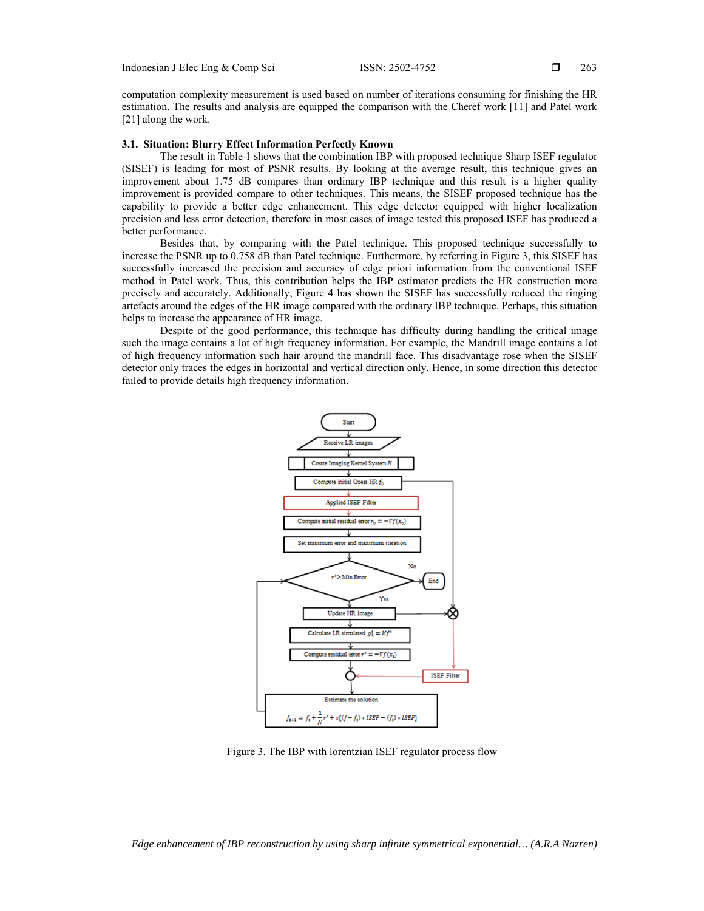computation complexity measurement is used based on number of iterations consuming for finishing the HR estimation. The results and analysis are equipped the comparison with the Cheref work [11] and Patel work [21] along the work.

### 3.1. Situation: Blurry Effect Information Perfectly Known

The result in Table 1 shows that the combination IBP with proposed technique Sharp ISEF regulator (SISEF) is leading for most of PSNR results. By looking at the average result, this technique gives an improvement about 1.75 dB compares than ordinary IBP technique and this result is a higher quality improvement is provided compare to other techniques. This means, the SISEF proposed technique has the capability to provide a better edge enhancement. This edge detector equipped with higher localization precision and less error detection, therefore in most cases of image tested this proposed ISEF has produced a better performance.

Besides that, by comparing with the Patel technique. This proposed technique successfully to increase the PSNR up to 0.758 dB than Patel technique. Furthermore, by referring in Figure 3, this SISEF has successfully increased the precision and accuracy of edge priori information from the conventional ISEF method in Patel work. Thus, this contribution helps the IBP estimator predicts the HR construction more precisely and accurately. Additionally, Figure 4 has shown the SISEF has successfully reduced the ringing artefacts around the edges of the HR image compared with the ordinary IBP technique. Perhaps, this situation helps to increase the appearance of HR image.

Despite of the good performance, this technique has difficulty during handling the critical image such the image contains a lot of high frequency information. For example, the Mandrill image contains a lot of high frequency information such hair around the mandrill face. This disadvantage rose when the SISEF detector only traces the edges in horizontal and vertical direction only. Hence, in some direction this detector failed to provide details high frequency information.

Start → Receive LR images → Create Imaging Kernel System $H$ → Compute initial Guess HR $f_0$ → Applied ISEF Filter → Compute initial residual error $r_0 = -\nabla f(x_0)$ → Set minimum error and maximum iteration → $r^t >$ Min Error (No → End; Yes → Update HR image) → Calculate LR simulated $g_k^t = Hf^t$ → Compute residual error $r^t = -\nabla f(x_t)$ → ISEF Filter → Estimate the solution

$$f_{t+1} = f_t + \frac{1}{N} r^t + \tau[(f - f_t) * ISEF - (f_t) * ISEF]$$

Figure 3. The IBP with lorentzian ISEF regulator process flow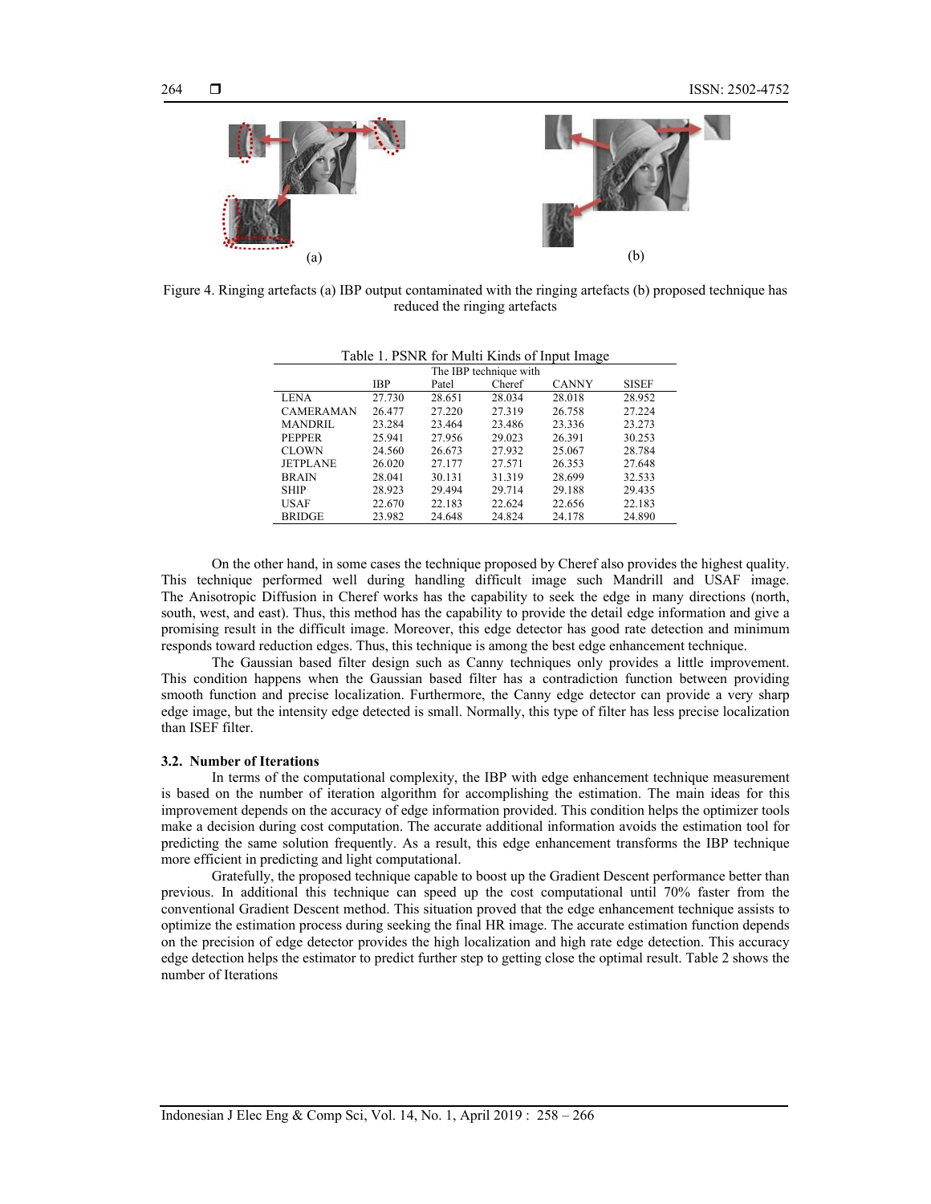Figure 4. Ringing artefacts (a) IBP output contaminated with the ringing artefacts (b) proposed technique has reduced the ringing artefacts

Table 1. PSNR for Multi Kinds of Input Image

| | | The IBP technique with | | | |
|---|---|---|---|---|---|
| | IBP | Patel | Cheref | CANNY | SISEF |
| LENA | 27.730 | 28.651 | 28.034 | 28.018 | 28.952 |
| CAMERAMAN | 26.477 | 27.220 | 27.319 | 26.758 | 27.224 |
| MANDRIL | 23.284 | 23.464 | 23.486 | 23.336 | 23.273 |
| PEPPER | 25.941 | 27.956 | 29.023 | 26.391 | 30.253 |
| CLOWN | 24.560 | 26.673 | 27.932 | 25.067 | 28.784 |
| JETPLANE | 26.020 | 27.177 | 27.571 | 26.353 | 27.648 |
| BRAIN | 28.041 | 30.131 | 31.319 | 28.699 | 32.533 |
| SHIP | 28.923 | 29.494 | 29.714 | 29.188 | 29.435 |
| USAF | 22.670 | 22.183 | 22.624 | 22.656 | 22.183 |
| BRIDGE | 23.982 | 24.648 | 24.824 | 24.178 | 24.890 |

On the other hand, in some cases the technique proposed by Cheref also provides the highest quality. This technique performed well during handling difficult image such Mandrill and USAF image. The Anisotropic Diffusion in Cheref works has the capability to seek the edge in many directions (north, south, west, and east). Thus, this method has the capability to provide the detail edge information and give a promising result in the difficult image. Moreover, this edge detector has good rate detection and minimum responds toward reduction edges. Thus, this technique is among the best edge enhancement technique.

The Gaussian based filter design such as Canny techniques only provides a little improvement. This condition happens when the Gaussian based filter has a contradiction function between providing smooth function and precise localization. Furthermore, the Canny edge detector can provide a very sharp edge image, but the intensity edge detected is small. Normally, this type of filter has less precise localization than ISEF filter.

### 3.2. Number of Iterations

In terms of the computational complexity, the IBP with edge enhancement technique measurement is based on the number of iteration algorithm for accomplishing the estimation. The main ideas for this improvement depends on the accuracy of edge information provided. This condition helps the optimizer tools make a decision during cost computation. The accurate additional information avoids the estimation tool for predicting the same solution frequently. As a result, this edge enhancement transforms the IBP technique more efficient in predicting and light computational.

Gratefully, the proposed technique capable to boost up the Gradient Descent performance better than previous. In additional this technique can speed up the cost computational until 70% faster from the conventional Gradient Descent method. This situation proved that the edge enhancement technique assists to optimize the estimation process during seeking the final HR image. The accurate estimation function depends on the precision of edge detector provides the high localization and high rate edge detection. This accuracy edge detection helps the estimator to predict further step to getting close the optimal result. Table 2 shows the number of Iterations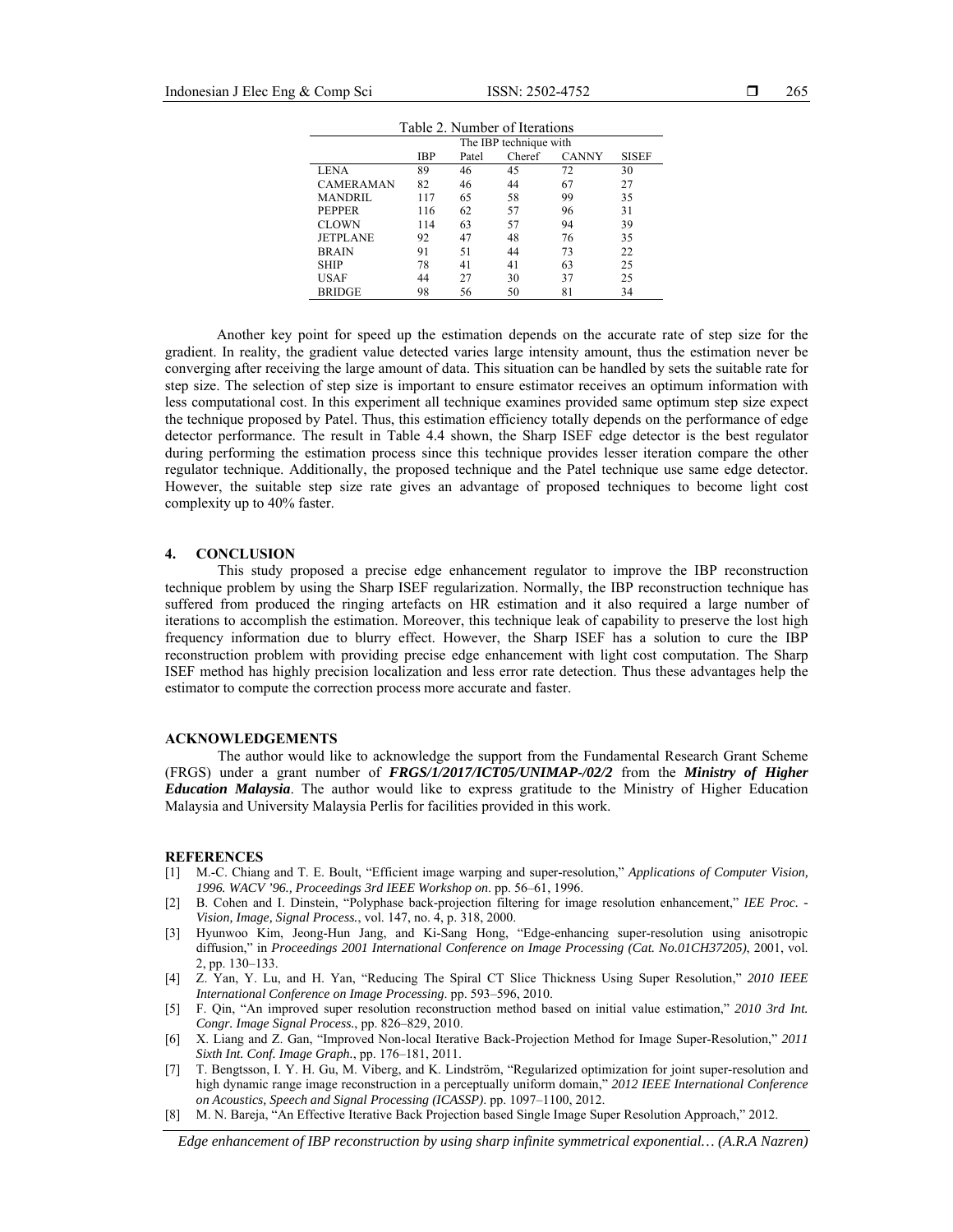Table 2. Number of Iterations

| | The IBP technique with | | | | |
|---|---|---|---|---|---|
| | IBP | Patel | Cheref | CANNY | SISEF |
| LENA | 89 | 46 | 45 | 72 | 30 |
| CAMERAMAN | 82 | 46 | 44 | 67 | 27 |
| MANDRIL | 117 | 65 | 58 | 99 | 35 |
| PEPPER | 116 | 62 | 57 | 96 | 31 |
| CLOWN | 114 | 63 | 57 | 94 | 39 |
| JETPLANE | 92 | 47 | 48 | 76 | 35 |
| BRAIN | 91 | 51 | 44 | 73 | 22 |
| SHIP | 78 | 41 | 41 | 63 | 25 |
| USAF | 44 | 27 | 30 | 37 | 25 |
| BRIDGE | 98 | 56 | 50 | 81 | 34 |

Another key point for speed up the estimation depends on the accurate rate of step size for the gradient. In reality, the gradient value detected varies large intensity amount, thus the estimation never be converging after receiving the large amount of data. This situation can be handled by sets the suitable rate for step size. The selection of step size is important to ensure estimator receives an optimum information with less computational cost. In this experiment all technique examines provided same optimum step size expect the technique proposed by Patel. Thus, this estimation efficiency totally depends on the performance of edge detector performance. The result in Table 4.4 shown, the Sharp ISEF edge detector is the best regulator during performing the estimation process since this technique provides lesser iteration compare the other regulator technique. Additionally, the proposed technique and the Patel technique use same edge detector. However, the suitable step size rate gives an advantage of proposed techniques to become light cost complexity up to 40% faster.

## 4. CONCLUSION

This study proposed a precise edge enhancement regulator to improve the IBP reconstruction technique problem by using the Sharp ISEF regularization. Normally, the IBP reconstruction technique has suffered from produced the ringing artefacts on HR estimation and it also required a large number of iterations to accomplish the estimation. Moreover, this technique leak of capability to preserve the lost high frequency information due to blurry effect. However, the Sharp ISEF has a solution to cure the IBP reconstruction problem with providing precise edge enhancement with light cost computation. The Sharp ISEF method has highly precision localization and less error rate detection. Thus these advantages help the estimator to compute the correction process more accurate and faster.

## ACKNOWLEDGEMENTS

The author would like to acknowledge the support from the Fundamental Research Grant Scheme (FRGS) under a grant number of ***FRGS/1/2017/ICT05/UNIMAP-/02/2*** from the ***Ministry of Higher Education Malaysia***. The author would like to express gratitude to the Ministry of Higher Education Malaysia and University Malaysia Perlis for facilities provided in this work.

## REFERENCES

[1] M.-C. Chiang and T. E. Boult, "Efficient image warping and super-resolution," *Applications of Computer Vision, 1996. WACV '96., Proceedings 3rd IEEE Workshop on*. pp. 56–61, 1996.

[2] B. Cohen and I. Dinstein, "Polyphase back-projection filtering for image resolution enhancement," *IEE Proc. - Vision, Image, Signal Process.*, vol. 147, no. 4, p. 318, 2000.

[3] Hyunwoo Kim, Jeong-Hun Jang, and Ki-Sang Hong, "Edge-enhancing super-resolution using anisotropic diffusion," in *Proceedings 2001 International Conference on Image Processing (Cat. No.01CH37205)*, 2001, vol. 2, pp. 130–133.

[4] Z. Yan, Y. Lu, and H. Yan, "Reducing The Spiral CT Slice Thickness Using Super Resolution," *2010 IEEE International Conference on Image Processing*. pp. 593–596, 2010.

[5] F. Qin, "An improved super resolution reconstruction method based on initial value estimation," *2010 3rd Int. Congr. Image Signal Process.*, pp. 826–829, 2010.

[6] X. Liang and Z. Gan, "Improved Non-local Iterative Back-Projection Method for Image Super-Resolution," *2011 Sixth Int. Conf. Image Graph.*, pp. 176–181, 2011.

[7] T. Bengtsson, I. Y. H. Gu, M. Viberg, and K. Lindström, "Regularized optimization for joint super-resolution and high dynamic range image reconstruction in a perceptually uniform domain," *2012 IEEE International Conference on Acoustics, Speech and Signal Processing (ICASSP)*. pp. 1097–1100, 2012.

[8] M. N. Bareja, "An Effective Iterative Back Projection based Single Image Super Resolution Approach," 2012.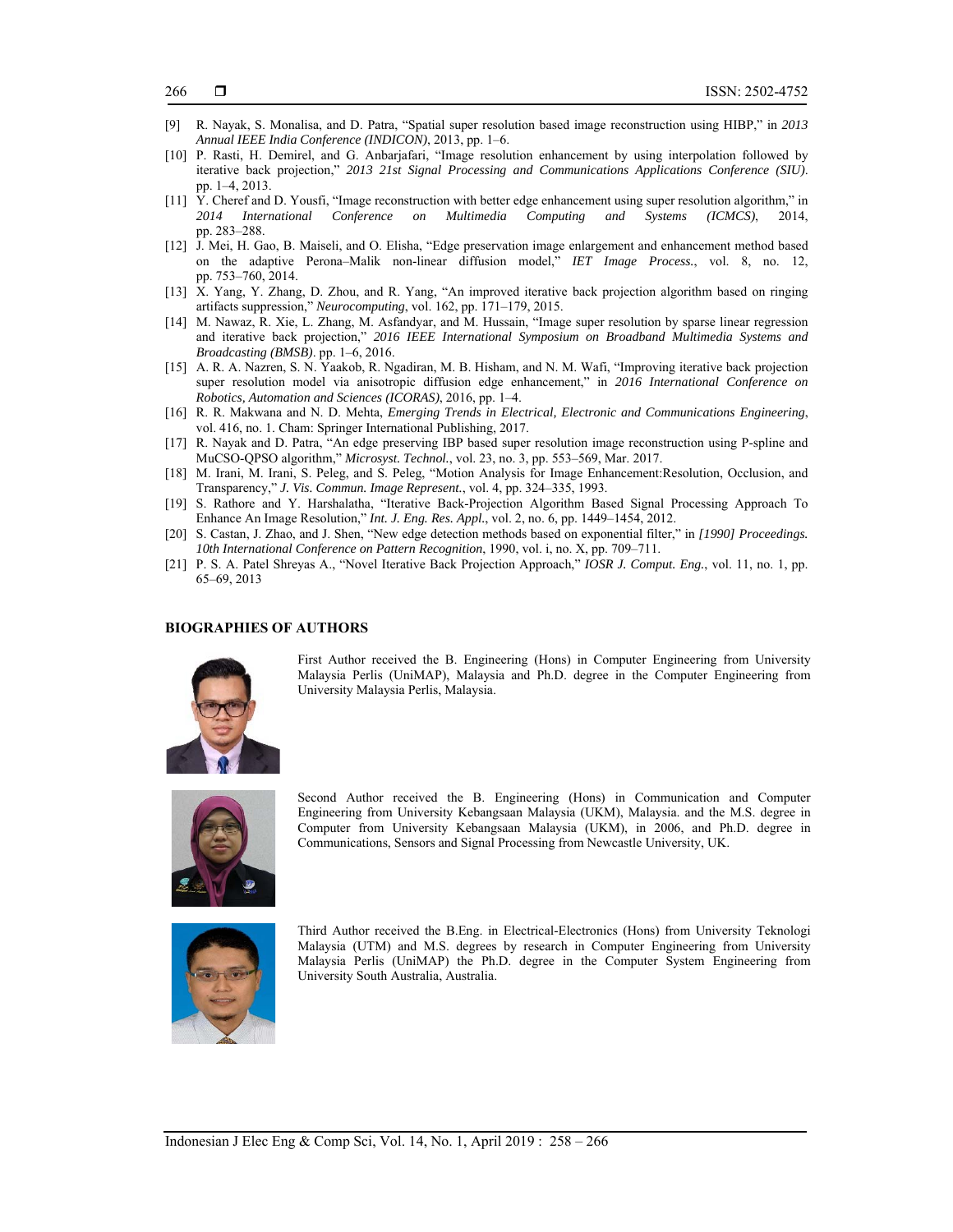[9] R. Nayak, S. Monalisa, and D. Patra, "Spatial super resolution based image reconstruction using HIBP," in *2013 Annual IEEE India Conference (INDICON)*, 2013, pp. 1–6.

[10] P. Rasti, H. Demirel, and G. Anbarjafari, "Image resolution enhancement by using interpolation followed by iterative back projection," *2013 21st Signal Processing and Communications Applications Conference (SIU)*. pp. 1–4, 2013.

[11] Y. Cheref and D. Yousfi, "Image reconstruction with better edge enhancement using super resolution algorithm," in *2014 International Conference on Multimedia Computing and Systems (ICMCS)*, 2014, pp. 283–288.

[12] J. Mei, H. Gao, B. Maiseli, and O. Elisha, "Edge preservation image enlargement and enhancement method based on the adaptive Perona–Malik non-linear diffusion model," *IET Image Process.*, vol. 8, no. 12, pp. 753–760, 2014.

[13] X. Yang, Y. Zhang, D. Zhou, and R. Yang, "An improved iterative back projection algorithm based on ringing artifacts suppression," *Neurocomputing*, vol. 162, pp. 171–179, 2015.

[14] M. Nawaz, R. Xie, L. Zhang, M. Asfandyar, and M. Hussain, "Image super resolution by sparse linear regression and iterative back projection," *2016 IEEE International Symposium on Broadband Multimedia Systems and Broadcasting (BMSB)*. pp. 1–6, 2016.

[15] A. R. A. Nazren, S. N. Yaakob, R. Ngadiran, M. B. Hisham, and N. M. Wafi, "Improving iterative back projection super resolution model via anisotropic diffusion edge enhancement," in *2016 International Conference on Robotics, Automation and Sciences (ICORAS)*, 2016, pp. 1–4.

[16] R. R. Makwana and N. D. Mehta, *Emerging Trends in Electrical, Electronic and Communications Engineering*, vol. 416, no. 1. Cham: Springer International Publishing, 2017.

[17] R. Nayak and D. Patra, "An edge preserving IBP based super resolution image reconstruction using P-spline and MuCSO-QPSO algorithm," *Microsyst. Technol.*, vol. 23, no. 3, pp. 553–569, Mar. 2017.

[18] M. Irani, M. Irani, S. Peleg, and S. Peleg, "Motion Analysis for Image Enhancement:Resolution, Occlusion, and Transparency," *J. Vis. Commun. Image Represent.*, vol. 4, pp. 324–335, 1993.

[19] S. Rathore and Y. Harshalatha, "Iterative Back-Projection Algorithm Based Signal Processing Approach To Enhance An Image Resolution," *Int. J. Eng. Res. Appl.*, vol. 2, no. 6, pp. 1449–1454, 2012.

[20] S. Castan, J. Zhao, and J. Shen, "New edge detection methods based on exponential filter," in *[1990] Proceedings. 10th International Conference on Pattern Recognition*, 1990, vol. i, no. X, pp. 709–711.

[21] P. S. A. Patel Shreyas A., "Novel Iterative Back Projection Approach," *IOSR J. Comput. Eng.*, vol. 11, no. 1, pp. 65–69, 2013

## BIOGRAPHIES OF AUTHORS

First Author received the B. Engineering (Hons) in Computer Engineering from University Malaysia Perlis (UniMAP), Malaysia and Ph.D. degree in the Computer Engineering from University Malaysia Perlis, Malaysia.

Second Author received the B. Engineering (Hons) in Communication and Computer Engineering from University Kebangsaan Malaysia (UKM), Malaysia. and the M.S. degree in Computer from University Kebangsaan Malaysia (UKM), in 2006, and Ph.D. degree in Communications, Sensors and Signal Processing from Newcastle University, UK.

Third Author received the B.Eng. in Electrical-Electronics (Hons) from University Teknologi Malaysia (UTM) and M.S. degrees by research in Computer Engineering from University Malaysia Perlis (UniMAP) the Ph.D. degree in the Computer System Engineering from University South Australia, Australia.